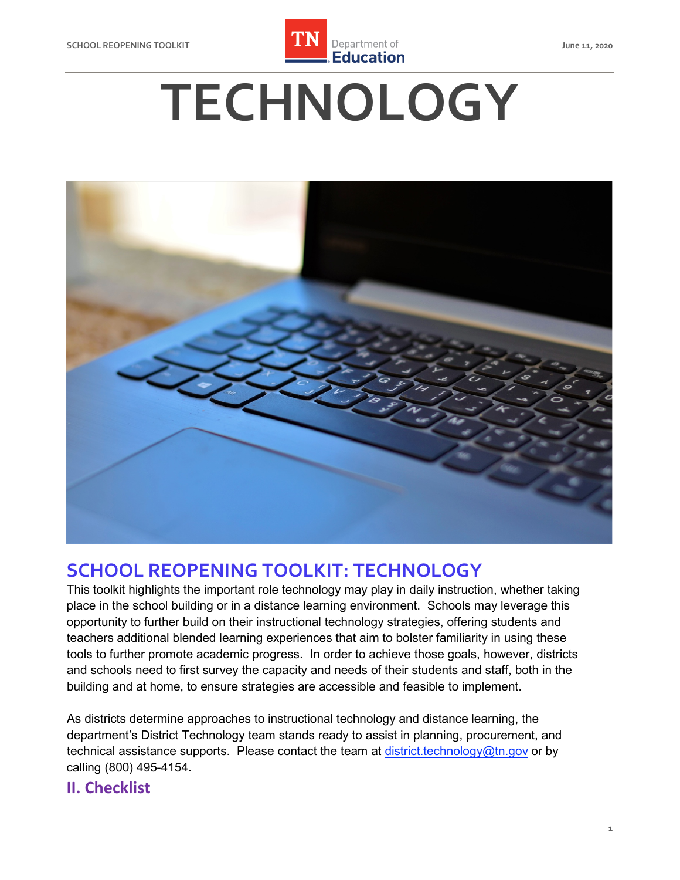# TECHNOLOGY

## SCHOOL REOPENING TOOLKIT: TECHNOLOGY

This toolkit highlights the important role technology may play in daily instruction, whether taking place in the school building or in a distance learning environment. Schools may leverage this opportunity to further build on their instructional technology strategies, offering students and teachers additional blended learning experiences that aim to bolster familiarity in using these tools to further promote academic progress. In order to achieve those goals, however, districts and schools need to first survey the capacity and needs of their students and staff, both in the building and at home, to ensure strategies are accessible and feasible to implement.

As districts determine approaches to instructional technology and distance learning, the department's District Technology team stands ready to assist in planning, procurement, and technical assistance supports. Please contact the team at district.technology@tn.gov or by calling (800) 495-4154.

### II. Checklist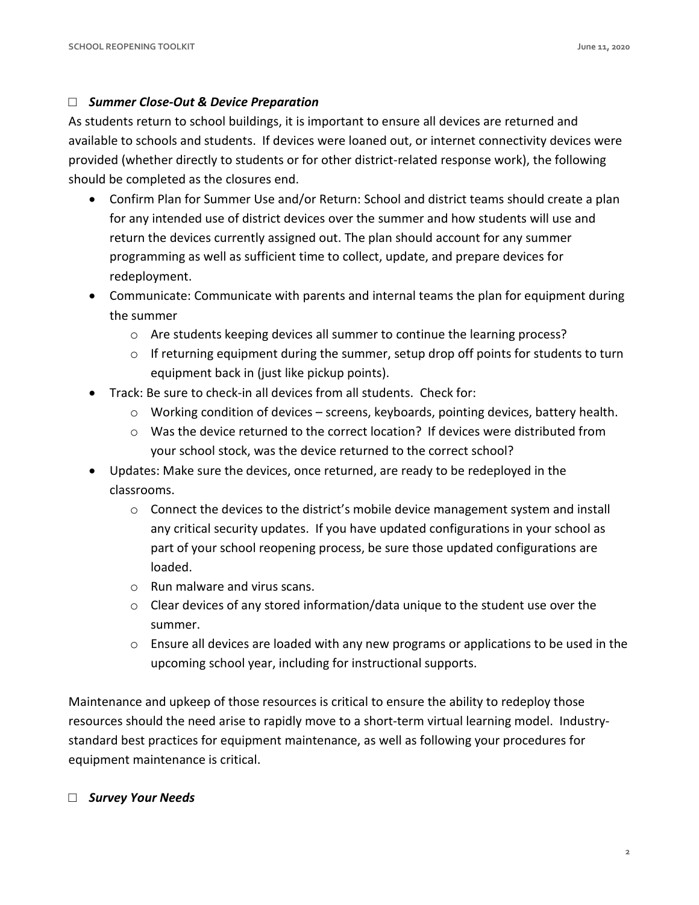### ☐ *Summer Close-Out & Device Preparation*

As students return to school buildings, it is important to ensure all devices are returned and available to schools and students.  If devices were loaned out, or internet connectivity devices were provided (whether directly to students or for other district-related response work), the following should be completed as the closures end.

- Confirm Plan for Summer Use and/or Return: School and district teams should create a plan for any intended use of district devices over the summer and how students will use and return the devices currently assigned out. The plan should account for any summer programming as well as sufficient time to collect, update, and prepare devices for redeployment.
- Communicate: Communicate with parents and internal teams the plan for equipment during the summer
  - Are students keeping devices all summer to continue the learning process?
  - If returning equipment during the summer, setup drop off points for students to turn equipment back in (just like pickup points).
- Track: Be sure to check-in all devices from all students.  Check for:
  - Working condition of devices – screens, keyboards, pointing devices, battery health.
  - Was the device returned to the correct location?  If devices were distributed from your school stock, was the device returned to the correct school?
- Updates: Make sure the devices, once returned, are ready to be redeployed in the classrooms.
  - Connect the devices to the district's mobile device management system and install any critical security updates.  If you have updated configurations in your school as part of your school reopening process, be sure those updated configurations are loaded.
  - Run malware and virus scans.
  - Clear devices of any stored information/data unique to the student use over the summer.
  - Ensure all devices are loaded with any new programs or applications to be used in the upcoming school year, including for instructional supports.

Maintenance and upkeep of those resources is critical to ensure the ability to redeploy those resources should the need arise to rapidly move to a short-term virtual learning model.  Industry-standard best practices for equipment maintenance, as well as following your procedures for equipment maintenance is critical.

### ☐ *Survey Your Needs*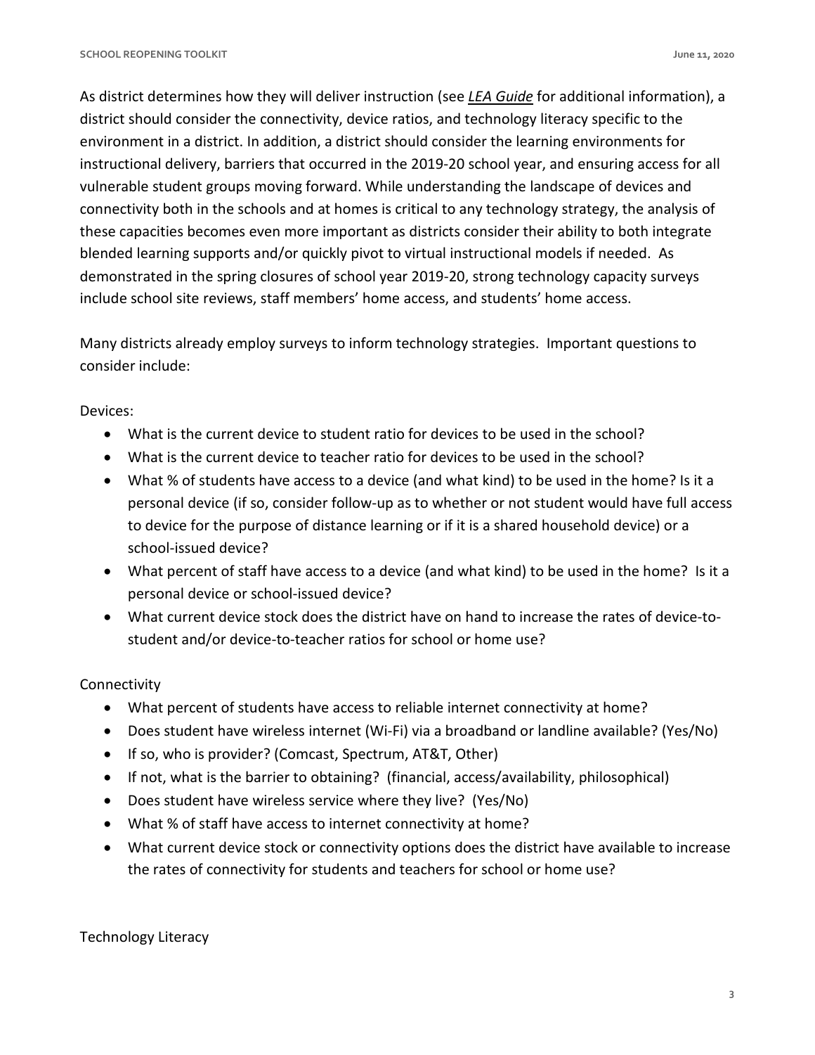As district determines how they will deliver instruction (see ***LEA Guide*** for additional information), a district should consider the connectivity, device ratios, and technology literacy specific to the environment in a district. In addition, a district should consider the learning environments for instructional delivery, barriers that occurred in the 2019-20 school year, and ensuring access for all vulnerable student groups moving forward. While understanding the landscape of devices and connectivity both in the schools and at homes is critical to any technology strategy, the analysis of these capacities becomes even more important as districts consider their ability to both integrate blended learning supports and/or quickly pivot to virtual instructional models if needed. As demonstrated in the spring closures of school year 2019-20, strong technology capacity surveys include school site reviews, staff members' home access, and students' home access.

Many districts already employ surveys to inform technology strategies. Important questions to consider include:

Devices:

- What is the current device to student ratio for devices to be used in the school?
- What is the current device to teacher ratio for devices to be used in the school?
- What % of students have access to a device (and what kind) to be used in the home? Is it a personal device (if so, consider follow-up as to whether or not student would have full access to device for the purpose of distance learning or if it is a shared household device) or a school-issued device?
- What percent of staff have access to a device (and what kind) to be used in the home? Is it a personal device or school-issued device?
- What current device stock does the district have on hand to increase the rates of device-to-student and/or device-to-teacher ratios for school or home use?

Connectivity

- What percent of students have access to reliable internet connectivity at home?
- Does student have wireless internet (Wi-Fi) via a broadband or landline available? (Yes/No)
- If so, who is provider? (Comcast, Spectrum, AT&T, Other)
- If not, what is the barrier to obtaining? (financial, access/availability, philosophical)
- Does student have wireless service where they live? (Yes/No)
- What % of staff have access to internet connectivity at home?
- What current device stock or connectivity options does the district have available to increase the rates of connectivity for students and teachers for school or home use?

Technology Literacy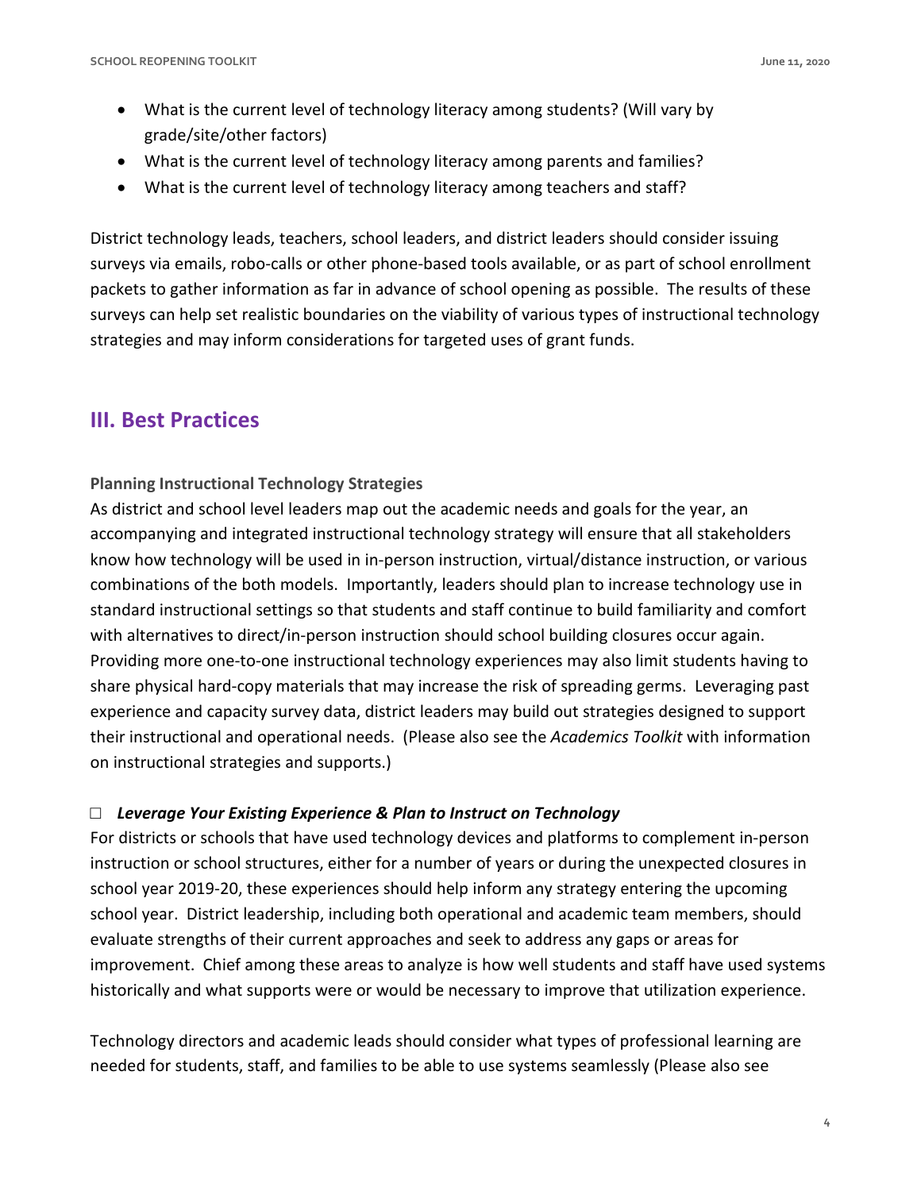- What is the current level of technology literacy among students? (Will vary by grade/site/other factors)
- What is the current level of technology literacy among parents and families?
- What is the current level of technology literacy among teachers and staff?

District technology leads, teachers, school leaders, and district leaders should consider issuing surveys via emails, robo-calls or other phone-based tools available, or as part of school enrollment packets to gather information as far in advance of school opening as possible. The results of these surveys can help set realistic boundaries on the viability of various types of instructional technology strategies and may inform considerations for targeted uses of grant funds.

## III. Best Practices

**Planning Instructional Technology Strategies**

As district and school level leaders map out the academic needs and goals for the year, an accompanying and integrated instructional technology strategy will ensure that all stakeholders know how technology will be used in in-person instruction, virtual/distance instruction, or various combinations of the both models. Importantly, leaders should plan to increase technology use in standard instructional settings so that students and staff continue to build familiarity and comfort with alternatives to direct/in-person instruction should school building closures occur again. Providing more one-to-one instructional technology experiences may also limit students having to share physical hard-copy materials that may increase the risk of spreading germs. Leveraging past experience and capacity survey data, district leaders may build out strategies designed to support their instructional and operational needs. (Please also see the *Academics Toolkit* with information on instructional strategies and supports.)

☐ ***Leverage Your Existing Experience & Plan to Instruct on Technology***

For districts or schools that have used technology devices and platforms to complement in-person instruction or school structures, either for a number of years or during the unexpected closures in school year 2019-20, these experiences should help inform any strategy entering the upcoming school year. District leadership, including both operational and academic team members, should evaluate strengths of their current approaches and seek to address any gaps or areas for improvement. Chief among these areas to analyze is how well students and staff have used systems historically and what supports were or would be necessary to improve that utilization experience.

Technology directors and academic leads should consider what types of professional learning are needed for students, staff, and families to be able to use systems seamlessly (Please also see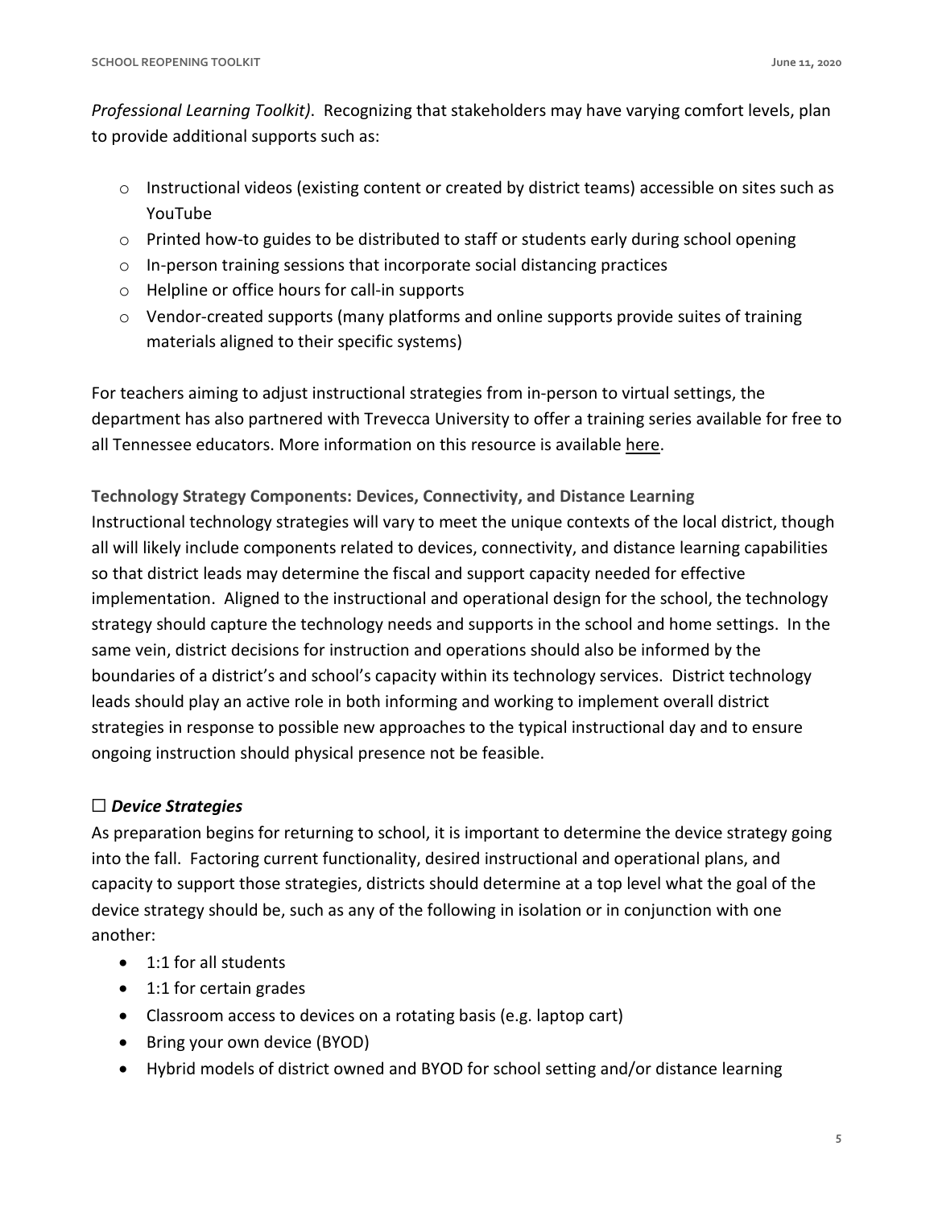*Professional Learning Toolkit)*. Recognizing that stakeholders may have varying comfort levels, plan to provide additional supports such as:

- Instructional videos (existing content or created by district teams) accessible on sites such as YouTube
- Printed how-to guides to be distributed to staff or students early during school opening
- In-person training sessions that incorporate social distancing practices
- Helpline or office hours for call-in supports
- Vendor-created supports (many platforms and online supports provide suites of training materials aligned to their specific systems)

For teachers aiming to adjust instructional strategies from in-person to virtual settings, the department has also partnered with Trevecca University to offer a training series available for free to all Tennessee educators. More information on this resource is available here.

**Technology Strategy Components: Devices, Connectivity, and Distance Learning**

Instructional technology strategies will vary to meet the unique contexts of the local district, though all will likely include components related to devices, connectivity, and distance learning capabilities so that district leads may determine the fiscal and support capacity needed for effective implementation. Aligned to the instructional and operational design for the school, the technology strategy should capture the technology needs and supports in the school and home settings. In the same vein, district decisions for instruction and operations should also be informed by the boundaries of a district's and school's capacity within its technology services. District technology leads should play an active role in both informing and working to implement overall district strategies in response to possible new approaches to the typical instructional day and to ensure ongoing instruction should physical presence not be feasible.

### ☐ ***Device Strategies***

As preparation begins for returning to school, it is important to determine the device strategy going into the fall. Factoring current functionality, desired instructional and operational plans, and capacity to support those strategies, districts should determine at a top level what the goal of the device strategy should be, such as any of the following in isolation or in conjunction with one another:

- 1:1 for all students
- 1:1 for certain grades
- Classroom access to devices on a rotating basis (e.g. laptop cart)
- Bring your own device (BYOD)
- Hybrid models of district owned and BYOD for school setting and/or distance learning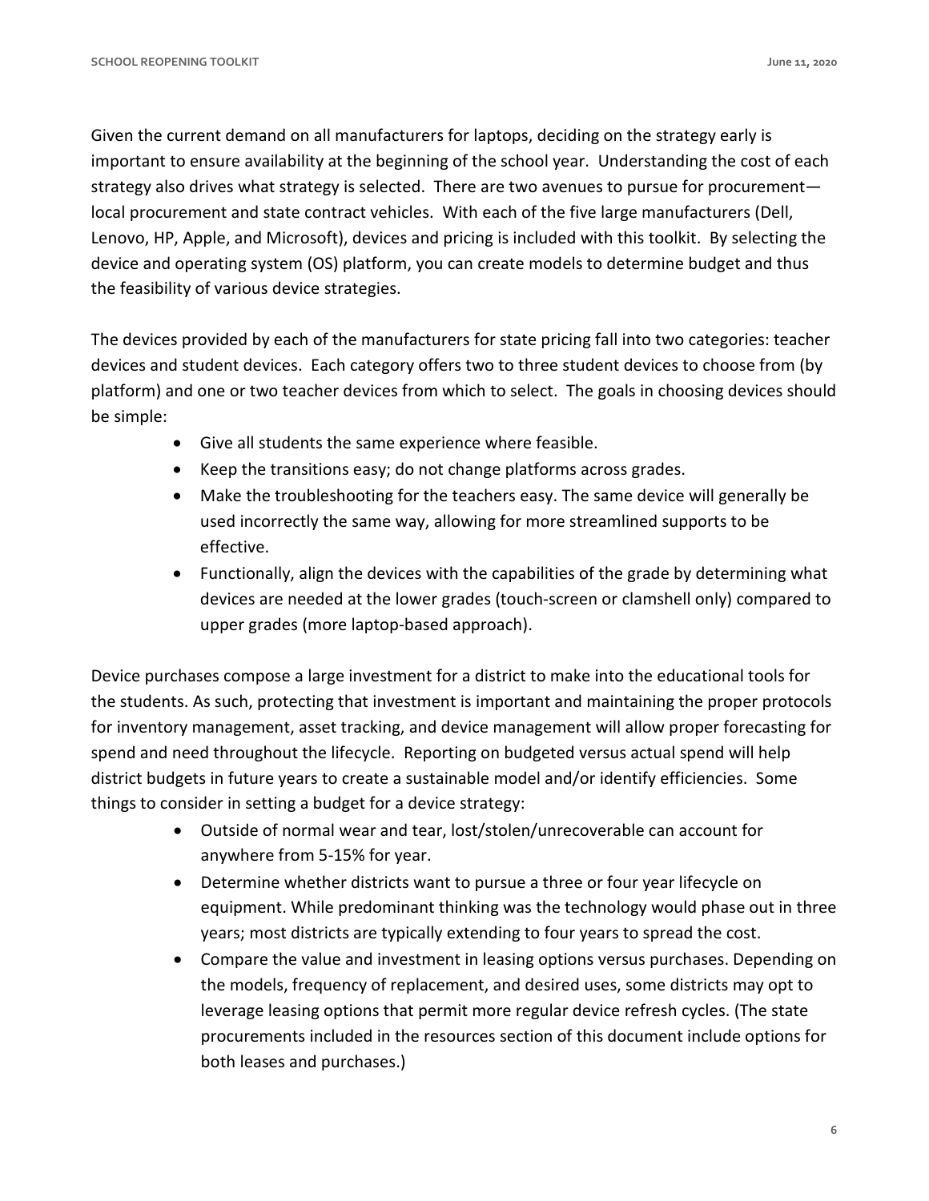Given the current demand on all manufacturers for laptops, deciding on the strategy early is important to ensure availability at the beginning of the school year. Understanding the cost of each strategy also drives what strategy is selected. There are two avenues to pursue for procurement—local procurement and state contract vehicles. With each of the five large manufacturers (Dell, Lenovo, HP, Apple, and Microsoft), devices and pricing is included with this toolkit. By selecting the device and operating system (OS) platform, you can create models to determine budget and thus the feasibility of various device strategies.

The devices provided by each of the manufacturers for state pricing fall into two categories: teacher devices and student devices. Each category offers two to three student devices to choose from (by platform) and one or two teacher devices from which to select. The goals in choosing devices should be simple:

- Give all students the same experience where feasible.
- Keep the transitions easy; do not change platforms across grades.
- Make the troubleshooting for the teachers easy. The same device will generally be used incorrectly the same way, allowing for more streamlined supports to be effective.
- Functionally, align the devices with the capabilities of the grade by determining what devices are needed at the lower grades (touch-screen or clamshell only) compared to upper grades (more laptop-based approach).

Device purchases compose a large investment for a district to make into the educational tools for the students. As such, protecting that investment is important and maintaining the proper protocols for inventory management, asset tracking, and device management will allow proper forecasting for spend and need throughout the lifecycle. Reporting on budgeted versus actual spend will help district budgets in future years to create a sustainable model and/or identify efficiencies. Some things to consider in setting a budget for a device strategy:

- Outside of normal wear and tear, lost/stolen/unrecoverable can account for anywhere from 5-15% for year.
- Determine whether districts want to pursue a three or four year lifecycle on equipment. While predominant thinking was the technology would phase out in three years; most districts are typically extending to four years to spread the cost.
- Compare the value and investment in leasing options versus purchases. Depending on the models, frequency of replacement, and desired uses, some districts may opt to leverage leasing options that permit more regular device refresh cycles. (The state procurements included in the resources section of this document include options for both leases and purchases.)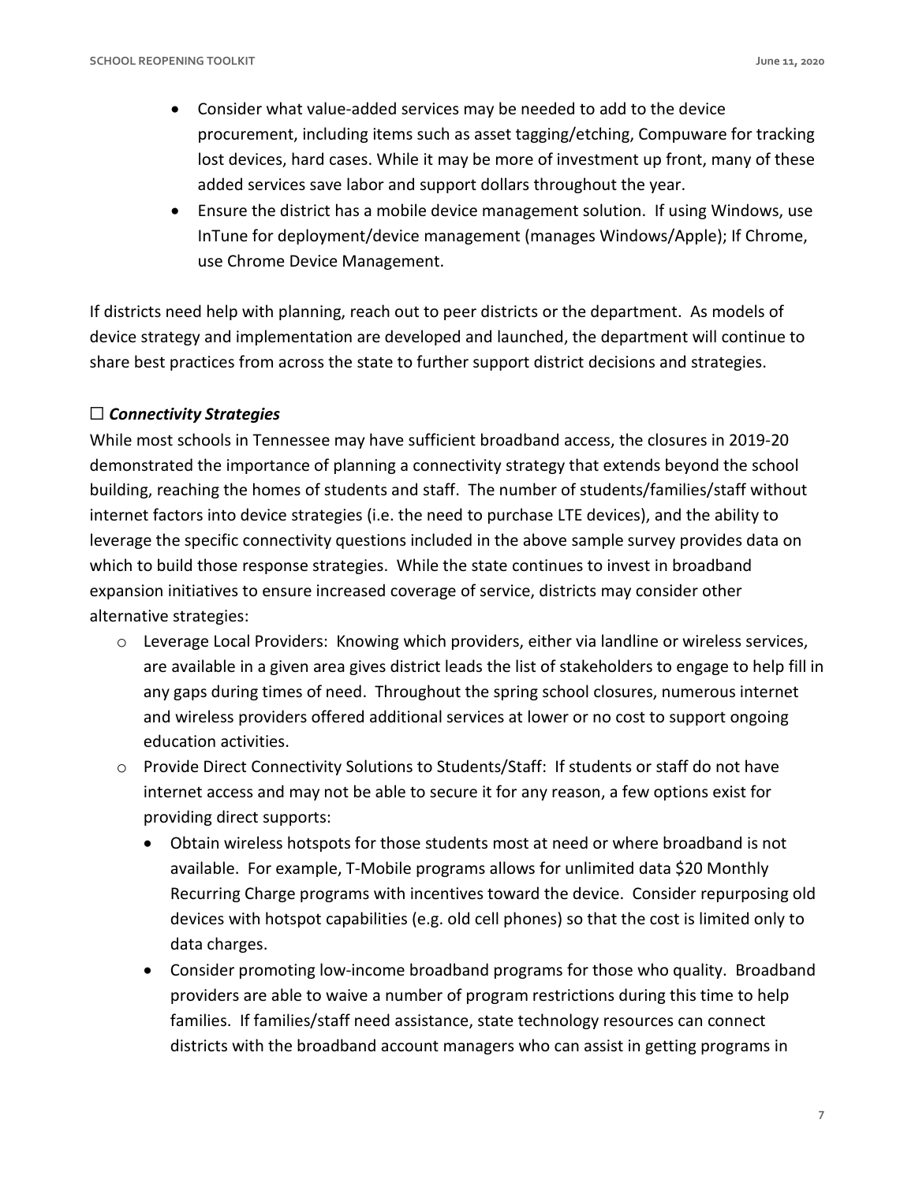- Consider what value-added services may be needed to add to the device procurement, including items such as asset tagging/etching, Compuware for tracking lost devices, hard cases. While it may be more of investment up front, many of these added services save labor and support dollars throughout the year.
- Ensure the district has a mobile device management solution. If using Windows, use InTune for deployment/device management (manages Windows/Apple); If Chrome, use Chrome Device Management.

If districts need help with planning, reach out to peer districts or the department. As models of device strategy and implementation are developed and launched, the department will continue to share best practices from across the state to further support district decisions and strategies.

### ☐ ***Connectivity Strategies***

While most schools in Tennessee may have sufficient broadband access, the closures in 2019-20 demonstrated the importance of planning a connectivity strategy that extends beyond the school building, reaching the homes of students and staff. The number of students/families/staff without internet factors into device strategies (i.e. the need to purchase LTE devices), and the ability to leverage the specific connectivity questions included in the above sample survey provides data on which to build those response strategies. While the state continues to invest in broadband expansion initiatives to ensure increased coverage of service, districts may consider other alternative strategies:

- Leverage Local Providers: Knowing which providers, either via landline or wireless services, are available in a given area gives district leads the list of stakeholders to engage to help fill in any gaps during times of need. Throughout the spring school closures, numerous internet and wireless providers offered additional services at lower or no cost to support ongoing education activities.
- Provide Direct Connectivity Solutions to Students/Staff: If students or staff do not have internet access and may not be able to secure it for any reason, a few options exist for providing direct supports:
    - Obtain wireless hotspots for those students most at need or where broadband is not available. For example, T-Mobile programs allows for unlimited data $20 Monthly Recurring Charge programs with incentives toward the device. Consider repurposing old devices with hotspot capabilities (e.g. old cell phones) so that the cost is limited only to data charges.
    - Consider promoting low-income broadband programs for those who quality. Broadband providers are able to waive a number of program restrictions during this time to help families. If families/staff need assistance, state technology resources can connect districts with the broadband account managers who can assist in getting programs in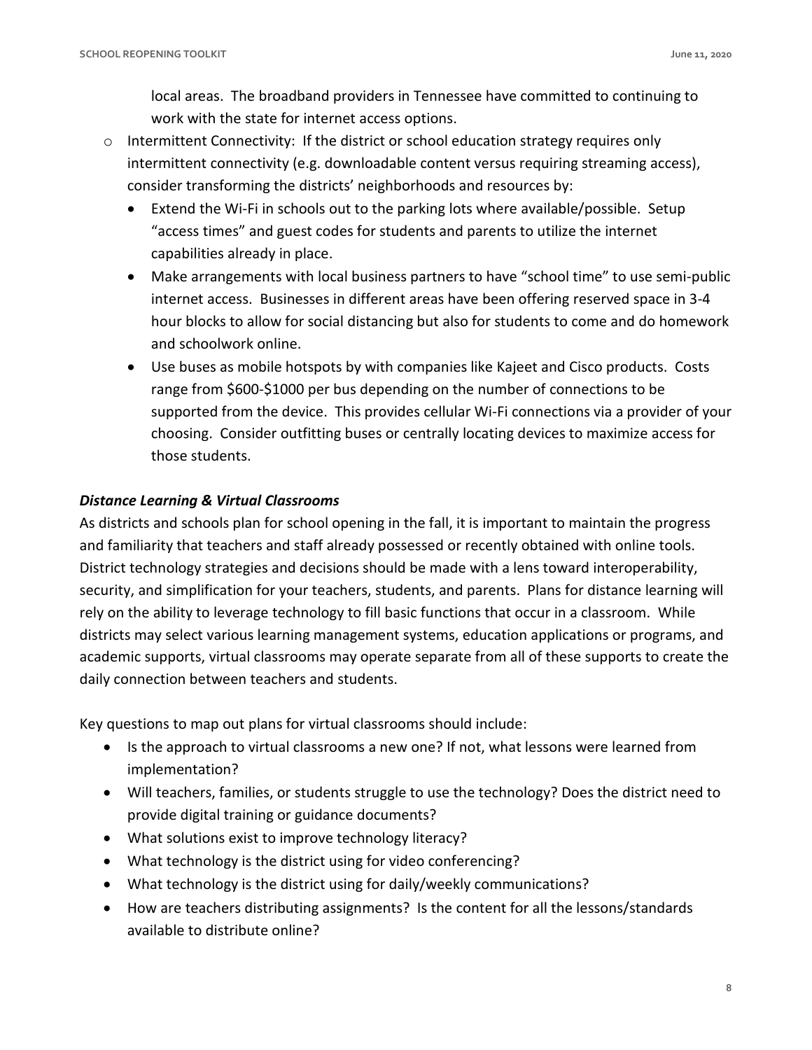local areas. The broadband providers in Tennessee have committed to continuing to work with the state for internet access options.

- Intermittent Connectivity: If the district or school education strategy requires only intermittent connectivity (e.g. downloadable content versus requiring streaming access), consider transforming the districts' neighborhoods and resources by:
  - Extend the Wi-Fi in schools out to the parking lots where available/possible. Setup "access times" and guest codes for students and parents to utilize the internet capabilities already in place.
  - Make arrangements with local business partners to have "school time" to use semi-public internet access. Businesses in different areas have been offering reserved space in 3-4 hour blocks to allow for social distancing but also for students to come and do homework and schoolwork online.
  - Use buses as mobile hotspots by with companies like Kajeet and Cisco products. Costs range from $600-$1000 per bus depending on the number of connections to be supported from the device. This provides cellular Wi-Fi connections via a provider of your choosing. Consider outfitting buses or centrally locating devices to maximize access for those students.

***Distance Learning & Virtual Classrooms***

As districts and schools plan for school opening in the fall, it is important to maintain the progress and familiarity that teachers and staff already possessed or recently obtained with online tools. District technology strategies and decisions should be made with a lens toward interoperability, security, and simplification for your teachers, students, and parents. Plans for distance learning will rely on the ability to leverage technology to fill basic functions that occur in a classroom. While districts may select various learning management systems, education applications or programs, and academic supports, virtual classrooms may operate separate from all of these supports to create the daily connection between teachers and students.

Key questions to map out plans for virtual classrooms should include:

- Is the approach to virtual classrooms a new one? If not, what lessons were learned from implementation?
- Will teachers, families, or students struggle to use the technology? Does the district need to provide digital training or guidance documents?
- What solutions exist to improve technology literacy?
- What technology is the district using for video conferencing?
- What technology is the district using for daily/weekly communications?
- How are teachers distributing assignments? Is the content for all the lessons/standards available to distribute online?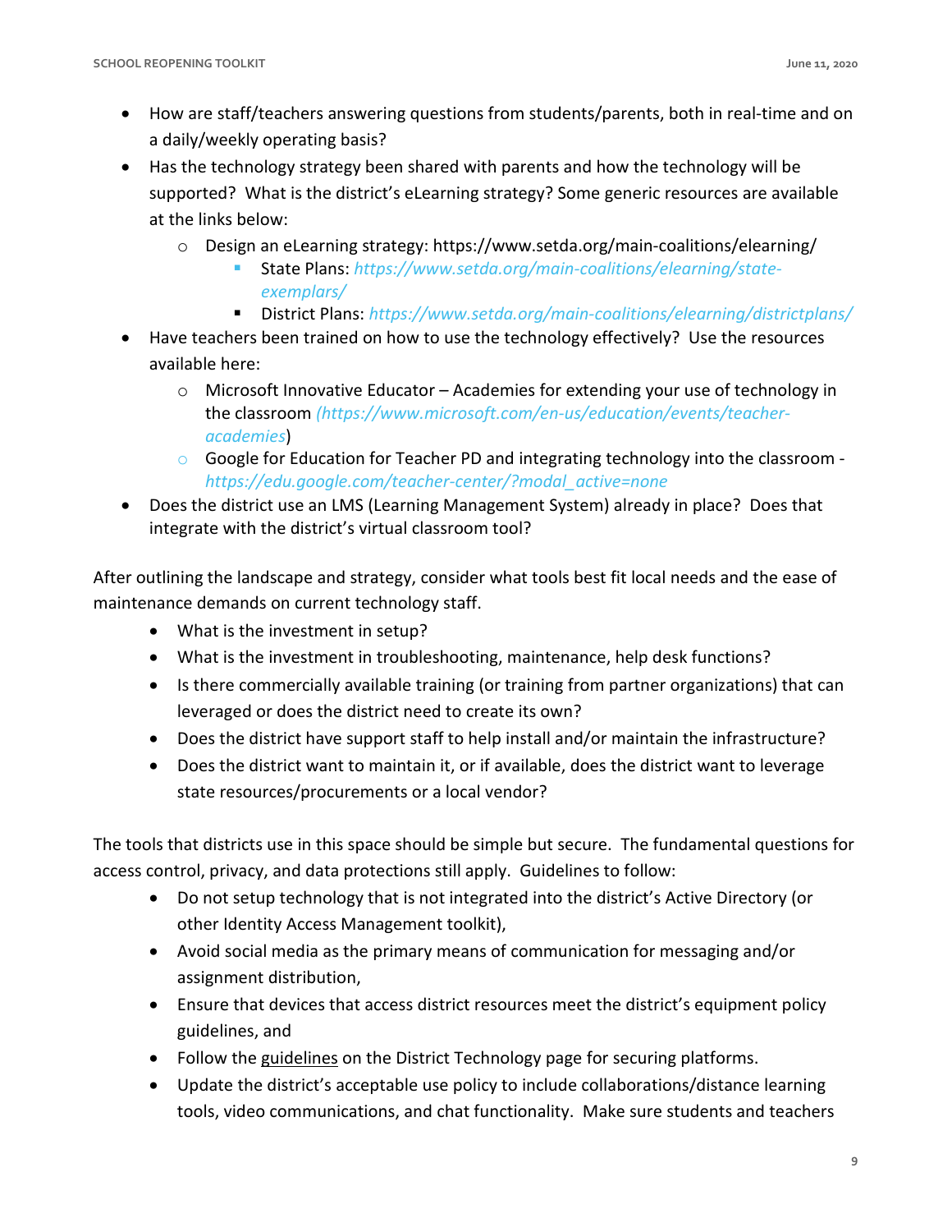- How are staff/teachers answering questions from students/parents, both in real-time and on a daily/weekly operating basis?
- Has the technology strategy been shared with parents and how the technology will be supported? What is the district's eLearning strategy? Some generic resources are available at the links below:
  - Design an eLearning strategy: https://www.setda.org/main-coalitions/elearning/
    - State Plans: *https://www.setda.org/main-coalitions/elearning/state-exemplars/*
    - District Plans: *https://www.setda.org/main-coalitions/elearning/districtplans/*
- Have teachers been trained on how to use the technology effectively? Use the resources available here:
  - Microsoft Innovative Educator – Academies for extending your use of technology in the classroom (*https://www.microsoft.com/en-us/education/events/teacher-academies*)
  - Google for Education for Teacher PD and integrating technology into the classroom - *https://edu.google.com/teacher-center/?modal_active=none*
- Does the district use an LMS (Learning Management System) already in place? Does that integrate with the district's virtual classroom tool?

After outlining the landscape and strategy, consider what tools best fit local needs and the ease of maintenance demands on current technology staff.

- What is the investment in setup?
- What is the investment in troubleshooting, maintenance, help desk functions?
- Is there commercially available training (or training from partner organizations) that can leveraged or does the district need to create its own?
- Does the district have support staff to help install and/or maintain the infrastructure?
- Does the district want to maintain it, or if available, does the district want to leverage state resources/procurements or a local vendor?

The tools that districts use in this space should be simple but secure. The fundamental questions for access control, privacy, and data protections still apply. Guidelines to follow:

- Do not setup technology that is not integrated into the district's Active Directory (or other Identity Access Management toolkit),
- Avoid social media as the primary means of communication for messaging and/or assignment distribution,
- Ensure that devices that access district resources meet the district's equipment policy guidelines, and
- Follow the guidelines on the District Technology page for securing platforms.
- Update the district's acceptable use policy to include collaborations/distance learning tools, video communications, and chat functionality. Make sure students and teachers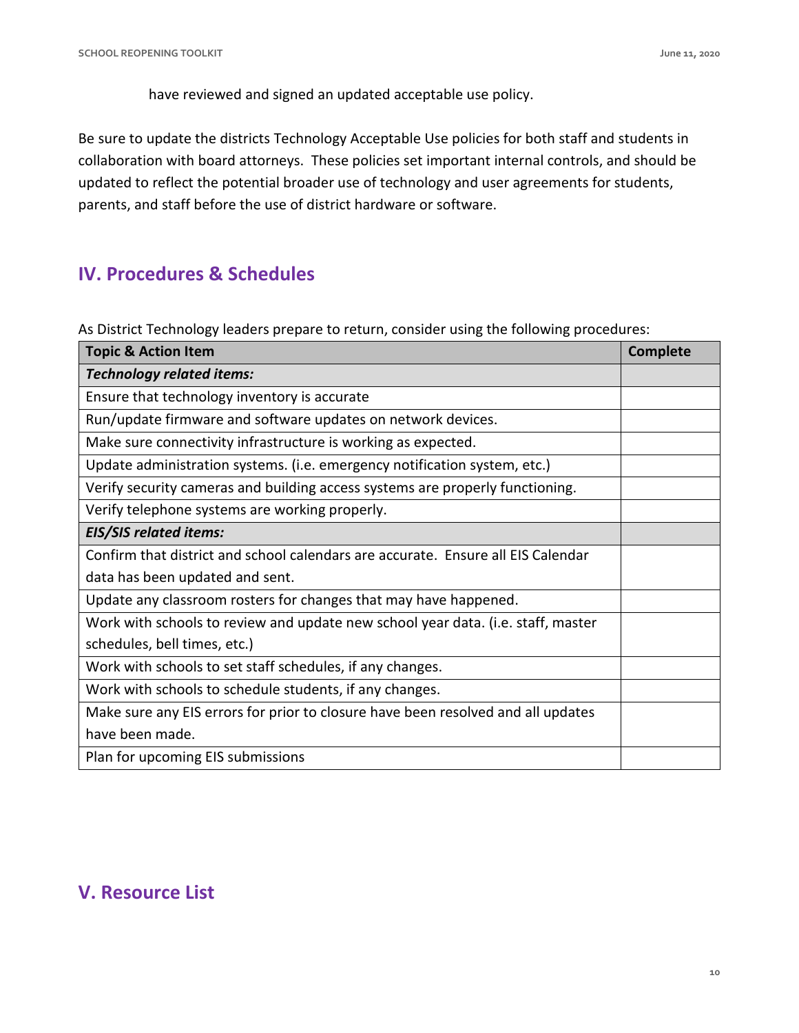have reviewed and signed an updated acceptable use policy.

Be sure to update the districts Technology Acceptable Use policies for both staff and students in collaboration with board attorneys. These policies set important internal controls, and should be updated to reflect the potential broader use of technology and user agreements for students, parents, and staff before the use of district hardware or software.

## IV. Procedures & Schedules

As District Technology leaders prepare to return, consider using the following procedures:

| Topic & Action Item | Complete |
|---|---|
| ***Technology related items:*** | |
| Ensure that technology inventory is accurate | |
| Run/update firmware and software updates on network devices. | |
| Make sure connectivity infrastructure is working as expected. | |
| Update administration systems. (i.e. emergency notification system, etc.) | |
| Verify security cameras and building access systems are properly functioning. | |
| Verify telephone systems are working properly. | |
| ***EIS/SIS related items:*** | |
| Confirm that district and school calendars are accurate. Ensure all EIS Calendar data has been updated and sent. | |
| Update any classroom rosters for changes that may have happened. | |
| Work with schools to review and update new school year data. (i.e. staff, master schedules, bell times, etc.) | |
| Work with schools to set staff schedules, if any changes. | |
| Work with schools to schedule students, if any changes. | |
| Make sure any EIS errors for prior to closure have been resolved and all updates have been made. | |
| Plan for upcoming EIS submissions | |

## V. Resource List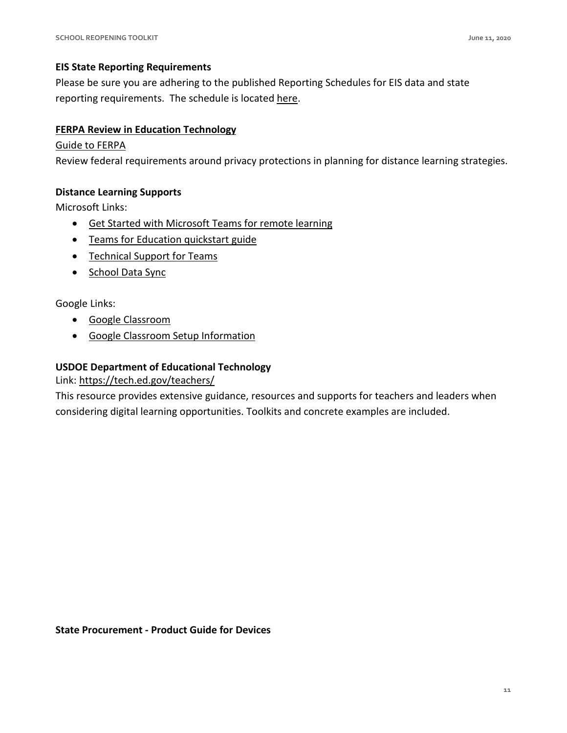**EIS State Reporting Requirements**

Please be sure you are adhering to the published Reporting Schedules for EIS data and state reporting requirements. The schedule is located here.

**FERPA Review in Education Technology**

Guide to FERPA

Review federal requirements around privacy protections in planning for distance learning strategies.

**Distance Learning Supports**

Microsoft Links:

- Get Started with Microsoft Teams for remote learning
- Teams for Education quickstart guide
- Technical Support for Teams
- School Data Sync

Google Links:

- Google Classroom
- Google Classroom Setup Information

**USDOE Department of Educational Technology**

Link: https://tech.ed.gov/teachers/

This resource provides extensive guidance, resources and supports for teachers and leaders when considering digital learning opportunities. Toolkits and concrete examples are included.

**State Procurement - Product Guide for Devices**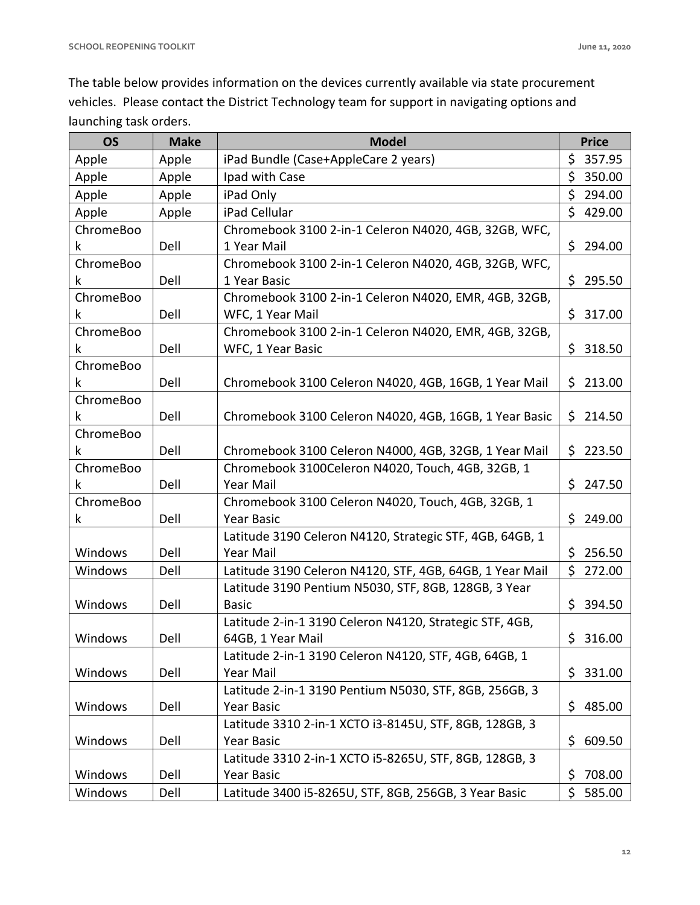The table below provides information on the devices currently available via state procurement vehicles. Please contact the District Technology team for support in navigating options and launching task orders.

| OS | Make | Model | Price |
|---|---|---|---|
| Apple | Apple | iPad Bundle (Case+AppleCare 2 years) | $ 357.95 |
| Apple | Apple | Ipad with Case | $ 350.00 |
| Apple | Apple | iPad Only | $ 294.00 |
| Apple | Apple | iPad Cellular | $ 429.00 |
| ChromeBook | Dell | Chromebook 3100 2-in-1 Celeron N4020, 4GB, 32GB, WFC, 1 Year Mail | $ 294.00 |
| ChromeBook | Dell | Chromebook 3100 2-in-1 Celeron N4020, 4GB, 32GB, WFC, 1 Year Basic | $ 295.50 |
| ChromeBook | Dell | Chromebook 3100 2-in-1 Celeron N4020, EMR, 4GB, 32GB, WFC, 1 Year Mail | $ 317.00 |
| ChromeBook | Dell | Chromebook 3100 2-in-1 Celeron N4020, EMR, 4GB, 32GB, WFC, 1 Year Basic | $ 318.50 |
| ChromeBook | Dell | Chromebook 3100 Celeron N4020, 4GB, 16GB, 1 Year Mail | $ 213.00 |
| ChromeBook | Dell | Chromebook 3100 Celeron N4020, 4GB, 16GB, 1 Year Basic | $ 214.50 |
| ChromeBook | Dell | Chromebook 3100 Celeron N4000, 4GB, 32GB, 1 Year Mail | $ 223.50 |
| ChromeBook | Dell | Chromebook 3100Celeron N4020, Touch, 4GB, 32GB, 1 Year Mail | $ 247.50 |
| ChromeBook | Dell | Chromebook 3100 Celeron N4020, Touch, 4GB, 32GB, 1 Year Basic | $ 249.00 |
| Windows | Dell | Latitude 3190 Celeron N4120, Strategic STF, 4GB, 64GB, 1 Year Mail | $ 256.50 |
| Windows | Dell | Latitude 3190 Celeron N4120, STF, 4GB, 64GB, 1 Year Mail | $ 272.00 |
| Windows | Dell | Latitude 3190 Pentium N5030, STF, 8GB, 128GB, 3 Year Basic | $ 394.50 |
| Windows | Dell | Latitude 2-in-1 3190 Celeron N4120, Strategic STF, 4GB, 64GB, 1 Year Mail | $ 316.00 |
| Windows | Dell | Latitude 2-in-1 3190 Celeron N4120, STF, 4GB, 64GB, 1 Year Mail | $ 331.00 |
| Windows | Dell | Latitude 2-in-1 3190 Pentium N5030, STF, 8GB, 256GB, 3 Year Basic | $ 485.00 |
| Windows | Dell | Latitude 3310 2-in-1 XCTO i3-8145U, STF, 8GB, 128GB, 3 Year Basic | $ 609.50 |
| Windows | Dell | Latitude 3310 2-in-1 XCTO i5-8265U, STF, 8GB, 128GB, 3 Year Basic | $ 708.00 |
| Windows | Dell | Latitude 3400 i5-8265U, STF, 8GB, 256GB, 3 Year Basic | $ 585.00 |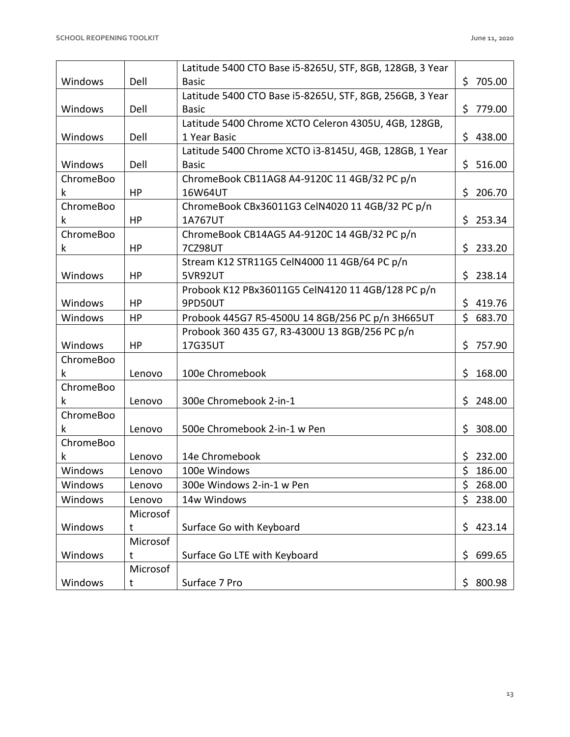| | | | |
|---|---|---|---|
| Windows | Dell | Latitude 5400 CTO Base i5-8265U, STF, 8GB, 128GB, 3 Year Basic | $ 705.00 |
| Windows | Dell | Latitude 5400 CTO Base i5-8265U, STF, 8GB, 256GB, 3 Year Basic | $ 779.00 |
| Windows | Dell | Latitude 5400 Chrome XCTO Celeron 4305U, 4GB, 128GB, 1 Year Basic | $ 438.00 |
| Windows | Dell | Latitude 5400 Chrome XCTO i3-8145U, 4GB, 128GB, 1 Year Basic | $ 516.00 |
| ChromeBook | HP | ChromeBook CB11AG8 A4-9120C 11 4GB/32 PC p/n 16W64UT | $ 206.70 |
| ChromeBook | HP | ChromeBook CBx36011G3 CelN4020 11 4GB/32 PC p/n 1A767UT | $ 253.34 |
| ChromeBook | HP | ChromeBook CB14AG5 A4-9120C 14 4GB/32 PC p/n 7CZ98UT | $ 233.20 |
| Windows | HP | Stream K12 STR11G5 CelN4000 11 4GB/64 PC p/n 5VR92UT | $ 238.14 |
| Windows | HP | Probook K12 PBx36011G5 CelN4120 11 4GB/128 PC p/n 9PD50UT | $ 419.76 |
| Windows | HP | Probook 445G7 R5-4500U 14 8GB/256 PC p/n 3H665UT | $ 683.70 |
| Windows | HP | Probook 360 435 G7, R3-4300U 13 8GB/256 PC p/n 17G35UT | $ 757.90 |
| ChromeBook | Lenovo | 100e Chromebook | $ 168.00 |
| ChromeBook | Lenovo | 300e Chromebook 2-in-1 | $ 248.00 |
| ChromeBook | Lenovo | 500e Chromebook 2-in-1 w Pen | $ 308.00 |
| ChromeBook | Lenovo | 14e Chromebook | $ 232.00 |
| Windows | Lenovo | 100e Windows | $ 186.00 |
| Windows | Lenovo | 300e Windows 2-in-1 w Pen | $ 268.00 |
| Windows | Lenovo | 14w Windows | $ 238.00 |
| Windows | Microsoft | Surface Go with Keyboard | $ 423.14 |
| Windows | Microsoft | Surface Go LTE with Keyboard | $ 699.65 |
| Windows | Microsoft | Surface 7 Pro | $ 800.98 |